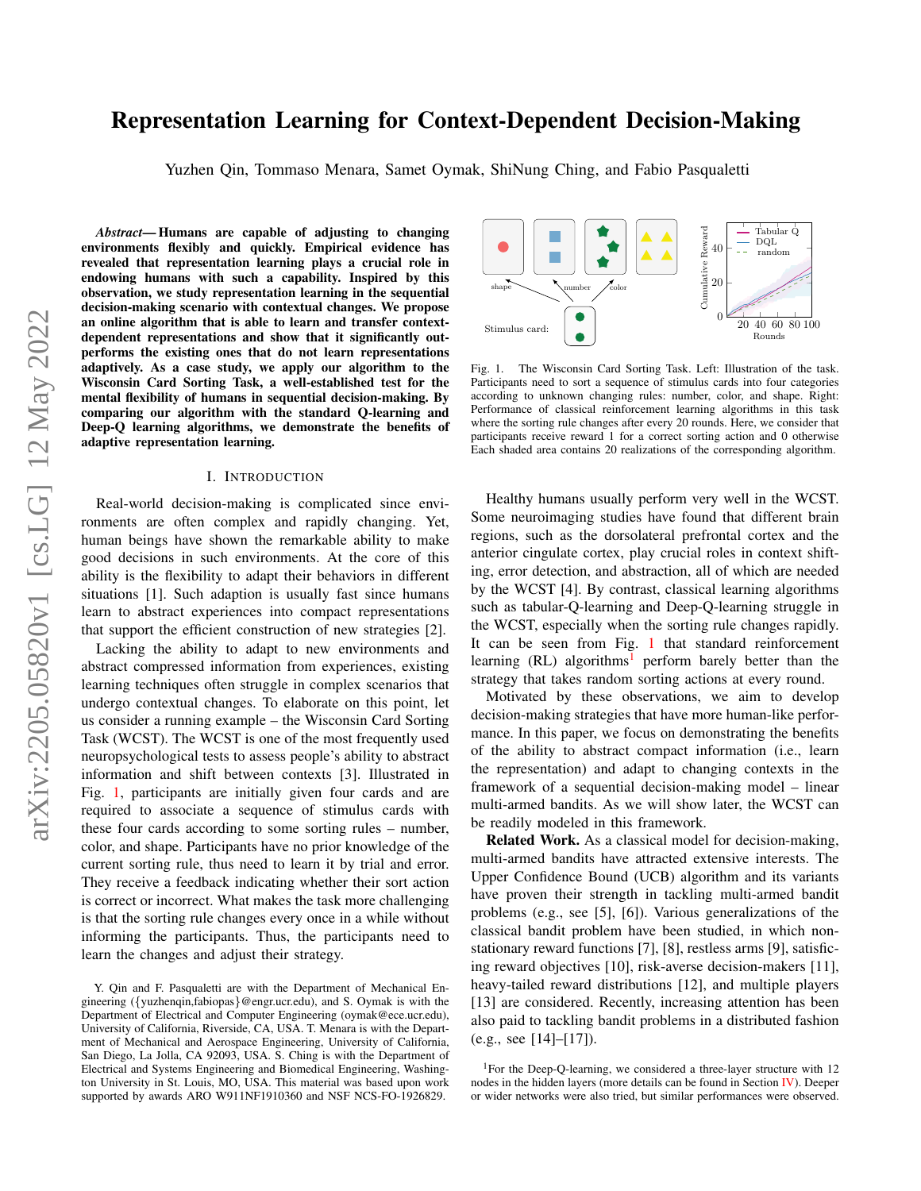# Representation Learning for Context-Dependent Decision-Making

Yuzhen Qin, Tommaso Menara, Samet Oymak, ShiNung Ching, and Fabio Pasqualetti

***Abstract*— Humans are capable of adjusting to changing environments flexibly and quickly. Empirical evidence has revealed that representation learning plays a crucial role in endowing humans with such a capability. Inspired by this observation, we study representation learning in the sequential decision-making scenario with contextual changes. We propose an online algorithm that is able to learn and transfer context-dependent representations and show that it significantly outperforms the existing ones that do not learn representations adaptively. As a case study, we apply our algorithm to the Wisconsin Card Sorting Task, a well-established test for the mental flexibility of humans in sequential decision-making. By comparing our algorithm with the standard Q-learning and Deep-Q learning algorithms, we demonstrate the benefits of adaptive representation learning.**

## I. Introduction

Real-world decision-making is complicated since environments are often complex and rapidly changing. Yet, human beings have shown the remarkable ability to make good decisions in such environments. At the core of this ability is the flexibility to adapt their behaviors in different situations [1]. Such adaption is usually fast since humans learn to abstract experiences into compact representations that support the efficient construction of new strategies [2].

Lacking the ability to adapt to new environments and abstract compressed information from experiences, existing learning techniques often struggle in complex scenarios that undergo contextual changes. To elaborate on this point, let us consider a running example – the Wisconsin Card Sorting Task (WCST). The WCST is one of the most frequently used neuropsychological tests to assess people's ability to abstract information and shift between contexts [3]. Illustrated in Fig. 1, participants are initially given four cards and are required to associate a sequence of stimulus cards with these four cards according to some sorting rules – number, color, and shape. Participants have no prior knowledge of the current sorting rule, thus need to learn it by trial and error. They receive a feedback indicating whether their sort action is correct or incorrect. What makes the task more challenging is that the sorting rule changes every once in a while without informing the participants. Thus, the participants need to learn the changes and adjust their strategy.

Fig. 1. The Wisconsin Card Sorting Task. Left: Illustration of the task. Participants need to sort a sequence of stimulus cards into four categories according to unknown changing rules: number, color, and shape. Right: Performance of classical reinforcement learning algorithms in this task where the sorting rule changes after every 20 rounds. Here, we consider that participants receive reward 1 for a correct sorting action and 0 otherwise Each shaded area contains 20 realizations of the corresponding algorithm.

Healthy humans usually perform very well in the WCST. Some neuroimaging studies have found that different brain regions, such as the dorsolateral prefrontal cortex and the anterior cingulate cortex, play crucial roles in context shifting, error detection, and abstraction, all of which are needed by the WCST [4]. By contrast, classical learning algorithms such as tabular-Q-learning and Deep-Q-learning struggle in the WCST, especially when the sorting rule changes rapidly. It can be seen from Fig. 1 that standard reinforcement learning (RL) algorithms[1] perform barely better than the strategy that takes random sorting actions at every round.

Motivated by these observations, we aim to develop decision-making strategies that have more human-like performance. In this paper, we focus on demonstrating the benefits of the ability to abstract compact information (i.e., learn the representation) and adapt to changing contexts in the framework of a sequential decision-making model – linear multi-armed bandits. As we will show later, the WCST can be readily modeled in this framework.

**Related Work.** As a classical model for decision-making, multi-armed bandits have attracted extensive interests. The Upper Confidence Bound (UCB) algorithm and its variants have proven their strength in tackling multi-armed bandit problems (e.g., see [5], [6]). Various generalizations of the classical bandit problem have been studied, in which non-stationary reward functions [7], [8], restless arms [9], satisficing reward objectives [10], risk-averse decision-makers [11], heavy-tailed reward distributions [12], and multiple players [13] are considered. Recently, increasing attention has been also paid to tackling bandit problems in a distributed fashion (e.g., see [14]–[17]).

[1]For the Deep-Q-learning, we considered a three-layer structure with 12 nodes in the hidden layers (more details can be found in Section IV). Deeper or wider networks were also tried, but similar performances were observed.

Y. Qin and F. Pasqualetti are with the Department of Mechanical Engineering ({yuzhenqin,fabiopas}@engr.ucr.edu), and S. Oymak is with the Department of Electrical and Computer Engineering (oymak@ece.ucr.edu), University of California, Riverside, CA, USA. T. Menara is with the Department of Mechanical and Aerospace Engineering, University of California, San Diego, La Jolla, CA 92093, USA. S. Ching is with the Department of Electrical and Systems Engineering and Biomedical Engineering, Washington University in St. Louis, MO, USA. This material was based upon work supported by awards ARO W911NF1910360 and NSF NCS-FO-1926829.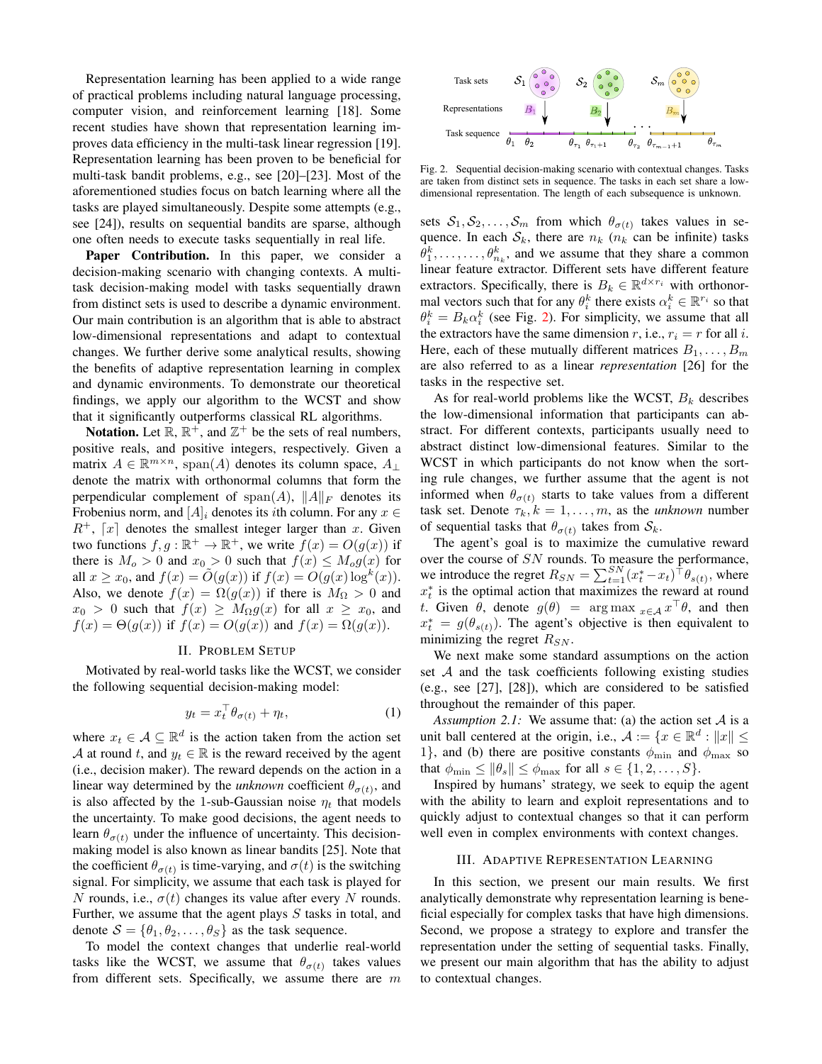Representation learning has been applied to a wide range of practical problems including natural language processing, computer vision, and reinforcement learning [18]. Some recent studies have shown that representation learning improves data efficiency in the multi-task linear regression [19]. Representation learning has been proven to be beneficial for multi-task bandit problems, e.g., see [20]–[23]. Most of the aforementioned studies focus on batch learning where all the tasks are played simultaneously. Despite some attempts (e.g., see [24]), results on sequential bandits are sparse, although one often needs to execute tasks sequentially in real life.

**Paper Contribution.** In this paper, we consider a decision-making scenario with changing contexts. A multi-task decision-making model with tasks sequentially drawn from distinct sets is used to describe a dynamic environment. Our main contribution is an algorithm that is able to abstract low-dimensional representations and adapt to contextual changes. We further derive some analytical results, showing the benefits of adaptive representation learning in complex and dynamic environments. To demonstrate our theoretical findings, we apply our algorithm to the WCST and show that it significantly outperforms classical RL algorithms.

**Notation.** Let $\mathbb{R}$, $\mathbb{R}^+$, and $\mathbb{Z}^+$ be the sets of real numbers, positive reals, and positive integers, respectively. Given a matrix $A \in \mathbb{R}^{m\times n}$, $\text{span}(A)$ denotes its column space, $A_\perp$ denote the matrix with orthonormal columns that form the perpendicular complement of $\text{span}(A)$, $\|A\|_F$ denotes its Frobenius norm, and $[A]_i$ denotes its $i$th column. For any $x \in R^+$, $\lceil x \rceil$ denotes the smallest integer larger than $x$. Given two functions $f, g : \mathbb{R}^+ \to \mathbb{R}^+$, we write $f(x) = O(g(x))$ if there is $M_o > 0$ and $x_0 > 0$ such that $f(x) \le M_o g(x)$ for all $x \ge x_0$, and $f(x) = \tilde{O}(g(x))$ if $f(x) = O(g(x)\log^k(x))$. Also, we denote $f(x) = \Omega(g(x))$ if there is $M_\Omega > 0$ and $x_0 > 0$ such that $f(x) \ge M_\Omega g(x)$ for all $x \ge x_0$, and $f(x) = \Theta(g(x))$ if $f(x) = O(g(x))$ and $f(x) = \Omega(g(x))$.

## II. Problem Setup

Motivated by real-world tasks like the WCST, we consider the following sequential decision-making model:

$$y_t = x_t^\top \theta_{\sigma(t)} + \eta_t, \tag{1}$$

where $x_t \in \mathcal{A} \subseteq \mathbb{R}^d$ is the action taken from the action set $\mathcal{A}$ at round $t$, and $y_t \in \mathbb{R}$ is the reward received by the agent (i.e., decision maker). The reward depends on the action in a linear way determined by the *unknown* coefficient $\theta_{\sigma(t)}$, and is also affected by the 1-sub-Gaussian noise $\eta_t$ that models the uncertainty. To make good decisions, the agent needs to learn $\theta_{\sigma(t)}$ under the influence of uncertainty. This decision-making model is also known as linear bandits [25]. Note that the coefficient $\theta_{\sigma(t)}$ is time-varying, and $\sigma(t)$ is the switching signal. For simplicity, we assume that each task is played for $N$ rounds, i.e., $\sigma(t)$ changes its value after every $N$ rounds. Further, we assume that the agent plays $S$ tasks in total, and denote $\mathcal{S} = \{\theta_1, \theta_2, \dots, \theta_S\}$ as the task sequence.

To model the context changes that underlie real-world tasks like the WCST, we assume that $\theta_{\sigma(t)}$ takes values from different sets. Specifically, we assume there are $m$ sets $\mathcal{S}_1, \mathcal{S}_2, \dots, \mathcal{S}_m$ from which $\theta_{\sigma(t)}$ takes values in sequence. In each $\mathcal{S}_k$, there are $n_k$ ($n_k$ can be infinite) tasks $\theta_1^k, \dots, \dots, \theta_{n_k}^k$, and we assume that they share a common linear feature extractor. Different sets have different feature extractors. Specifically, there is $B_k \in \mathbb{R}^{d\times r_i}$ with orthonormal vectors such that for any $\theta_i^k$ there exists $\alpha_i^k \in \mathbb{R}^{r_i}$ so that $\theta_i^k = B_k \alpha_i^k$ (see Fig. 2). For simplicity, we assume that all the extractors have the same dimension $r$, i.e., $r_i = r$ for all $i$. Here, each of these mutually different matrices $B_1, \dots, B_m$ are also referred to as a linear *representation* [26] for the tasks in the respective set.

Fig. 2. Sequential decision-making scenario with contextual changes. Tasks are taken from distinct sets in sequence. The tasks in each set share a low-dimensional representation. The length of each subsequence is unknown.

As for real-world problems like the WCST, $B_k$ describes the low-dimensional information that participants can abstract. For different contexts, participants usually need to abstract distinct low-dimensional features. Similar to the WCST in which participants do not know when the sorting rule changes, we further assume that the agent is not informed when $\theta_{\sigma(t)}$ starts to take values from a different task set. Denote $\tau_k, k = 1, \dots, m$, as the *unknown* number of sequential tasks that $\theta_{\sigma(t)}$ takes from $\mathcal{S}_k$.

The agent's goal is to maximize the cumulative reward over the course of $SN$ rounds. To measure the performance, we introduce the regret $R_{SN} = \sum_{t=1}^{SN} (x_t^* - x_t)^\top \theta_{s(t)}$, where $x_t^*$ is the optimal action that maximizes the reward at round $t$. Given $\theta$, denote $g(\theta) = \arg\max_{x\in\mathcal{A}} x^\top \theta$, and then $x_t^* = g(\theta_{s(t)})$. The agent's objective is then equivalent to minimizing the regret $R_{SN}$.

We next make some standard assumptions on the action set $\mathcal{A}$ and the task coefficients following existing studies (e.g., see [27], [28]), which are considered to be satisfied throughout the remainder of this paper.

*Assumption 2.1:* We assume that: (a) the action set $\mathcal{A}$ is a unit ball centered at the origin, i.e., $\mathcal{A} := \{x \in \mathbb{R}^d : \|x\| \le 1\}$, and (b) there are positive constants $\phi_{\min}$ and $\phi_{\max}$ so that $\phi_{\min} \le \|\theta_s\| \le \phi_{\max}$ for all $s \in \{1, 2, \dots, S\}$.

Inspired by humans' strategy, we seek to equip the agent with the ability to learn and exploit representations and to quickly adjust to contextual changes so that it can perform well even in complex environments with context changes.

## III. Adaptive Representation Learning

In this section, we present our main results. We first analytically demonstrate why representation learning is beneficial especially for complex tasks that have high dimensions. Second, we propose a strategy to explore and transfer the representation under the setting of sequential tasks. Finally, we present our main algorithm that has the ability to adjust to contextual changes.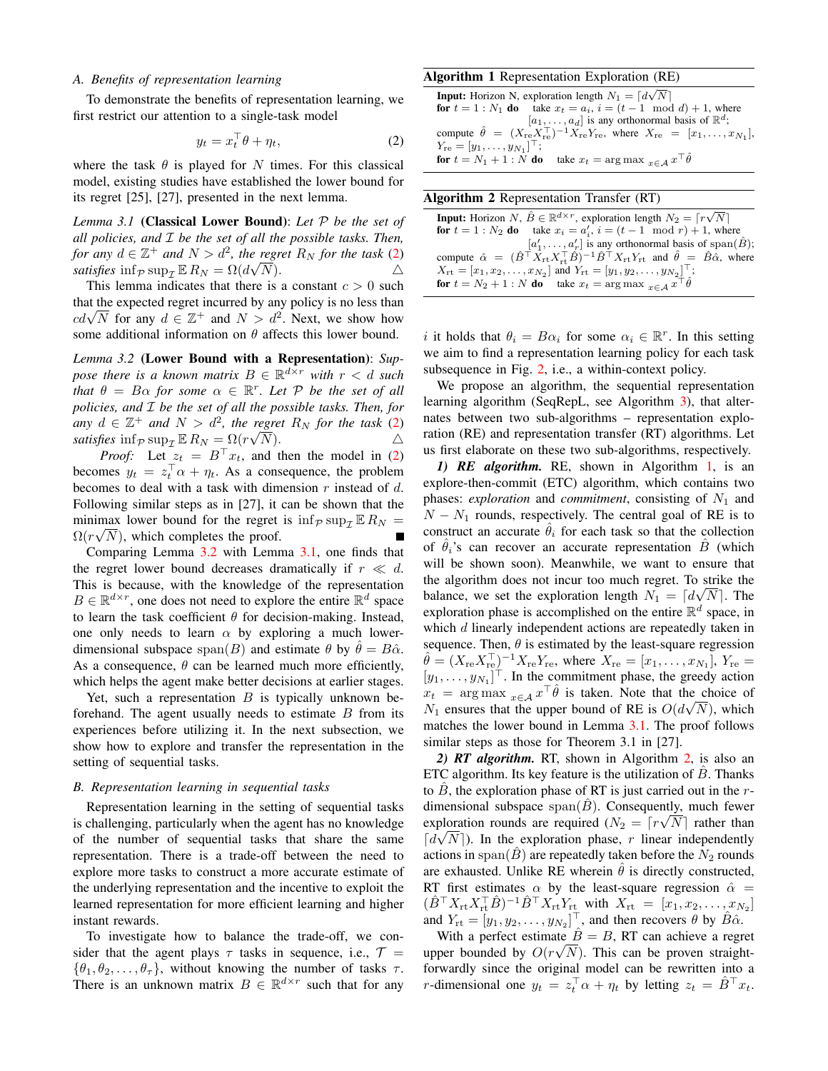### A. Benefits of representation learning

To demonstrate the benefits of representation learning, we first restrict our attention to a single-task model

$$y_t = x_t^\top \theta + \eta_t, \tag{2}$$

where the task $\theta$ is played for $N$ times. For this classical model, existing studies have established the lower bound for its regret [25], [27], presented in the next lemma.

*Lemma 3.1* **(Classical Lower Bound)**: *Let $\mathcal{P}$ be the set of all policies, and $\mathcal{I}$ be the set of all the possible tasks. Then, for any $d \in \mathbb{Z}^+$ and $N > d^2$, the regret $R_N$ for the task (2) satisfies $\inf_{\mathcal{P}} \sup_{\mathcal{I}} \mathbb{E}\, R_N = \Omega(d\sqrt{N})$.* △

This lemma indicates that there is a constant $c > 0$ such that the expected regret incurred by any policy is no less than $cd\sqrt{N}$ for any $d \in \mathbb{Z}^+$ and $N > d^2$. Next, we show how some additional information on $\theta$ affects this lower bound.

*Lemma 3.2* **(Lower Bound with a Representation)**: *Suppose there is a known matrix $B \in \mathbb{R}^{d\times r}$ with $r < d$ such that $\theta = B\alpha$ for some $\alpha \in \mathbb{R}^r$. Let $\mathcal{P}$ be the set of all policies, and $\mathcal{I}$ be the set of all the possible tasks. Then, for any $d \in \mathbb{Z}^+$ and $N > d^2$, the regret $R_N$ for the task (2) satisfies $\inf_{\mathcal{P}} \sup_{\mathcal{I}} \mathbb{E}\, R_N = \Omega(r\sqrt{N})$.* △

*Proof:* Let $z_t = B^\top x_t$, and then the model in (2) becomes $y_t = z_t^\top \alpha + \eta_t$. As a consequence, the problem becomes to deal with a task with dimension $r$ instead of $d$. Following similar steps as in [27], it can be shown that the minimax lower bound for the regret is $\inf_{\mathcal{P}} \sup_{\mathcal{I}} \mathbb{E}\, R_N = \Omega(r\sqrt{N})$, which completes the proof. ■

Comparing Lemma 3.2 with Lemma 3.1, one finds that the regret lower bound decreases dramatically if $r \ll d$. This is because, with the knowledge of the representation $B \in \mathbb{R}^{d\times r}$, one does not need to explore the entire $\mathbb{R}^d$ space to learn the task coefficient $\theta$ for decision-making. Instead, one only needs to learn $\alpha$ by exploring a much lower-dimensional subspace $\text{span}(B)$ and estimate $\theta$ by $\hat{\theta} = B\hat{\alpha}$. As a consequence, $\theta$ can be learned much more efficiently, which helps the agent make better decisions at earlier stages.

Yet, such a representation $B$ is typically unknown beforehand. The agent usually needs to estimate $B$ from its experiences before utilizing it. In the next subsection, we show how to explore and transfer the representation in the setting of sequential tasks.

### B. Representation learning in sequential tasks

Representation learning in the setting of sequential tasks is challenging, particularly when the agent has no knowledge of the number of sequential tasks that share the same representation. There is a trade-off between the need to explore more tasks to construct a more accurate estimate of the underlying representation and the incentive to exploit the learned representation for more efficient learning and higher instant rewards.

To investigate how to balance the trade-off, we consider that the agent plays $\tau$ tasks in sequence, i.e., $\mathcal{T} = \{\theta_1, \theta_2, \ldots, \theta_\tau\}$, without knowing the number of tasks $\tau$. There is an unknown matrix $B \in \mathbb{R}^{d\times r}$ such that for any $i$ it holds that $\theta_i = B\alpha_i$ for some $\alpha_i \in \mathbb{R}^r$. In this setting we aim to find a representation learning policy for each task subsequence in Fig. 2, i.e., a within-context policy.

**Algorithm 1** Representation Exploration (RE)

```
Input: Horizon N, exploration length N_1 = ⌈d√N⌉
for t = 1 : N_1 do   take x_t = a_i, i = (t − 1 mod d) + 1, where
    [a_1, ..., a_d] is any orthonormal basis of R^d;
compute θ̂ = (X_re X_re^⊤)^{-1} X_re Y_re, where X_re = [x_1, ..., x_{N_1}],
    Y_re = [y_1, ..., y_{N_1}]^⊤;
for t = N_1 + 1 : N do   take x_t = arg max_{x∈A} x^⊤ θ̂
```

**Algorithm 2** Representation Transfer (RT)

```
Input: Horizon N, B̂ ∈ R^{d×r}, exploration length N_2 = ⌈r√N⌉
for t = 1 : N_2 do   take x_i = a'_i, i = (t − 1 mod r) + 1, where
    [a'_1, ..., a'_r] is any orthonormal basis of span(B̂);
compute α̂ = (B̂^⊤ X_rt X_rt^⊤ B̂)^{-1} B̂^⊤ X_rt Y_rt and θ̂ = B̂α̂, where
    X_rt = [x_1, x_2, ..., x_{N_2}] and Y_rt = [y_1, y_2, ..., y_{N_2}]^⊤;
for t = N_2 + 1 : N do   take x_t = arg max_{x∈A} x^⊤ θ̂
```

We propose an algorithm, the sequential representation learning algorithm (SeqRepL, see Algorithm 3), that alternates between two sub-algorithms – representation exploration (RE) and representation transfer (RT) algorithms. Let us first elaborate on these two sub-algorithms, respectively.

***1) RE algorithm.*** RE, shown in Algorithm 1, is an explore-then-commit (ETC) algorithm, which contains two phases: *exploration* and *commitment*, consisting of $N_1$ and $N - N_1$ rounds, respectively. The central goal of RE is to construct an accurate $\hat{\theta}_i$ for each task so that the collection of $\hat{\theta}_i$'s can recover an accurate representation $\hat{B}$ (which will be shown soon). Meanwhile, we want to ensure that the algorithm does not incur too much regret. To strike the balance, we set the exploration length $N_1 = \lceil d\sqrt{N} \rceil$. The exploration phase is accomplished on the entire $\mathbb{R}^d$ space, in which $d$ linearly independent actions are repeatedly taken in sequence. Then, $\theta$ is estimated by the least-square regression $\hat{\theta} = (X_{\text{re}} X_{\text{re}}^\top)^{-1} X_{\text{re}} Y_{\text{re}}$, where $X_{\text{re}} = [x_1, \ldots, x_{N_1}]$, $Y_{\text{re}} = [y_1, \ldots, y_{N_1}]^\top$. In the commitment phase, the greedy action $x_t = \arg\max_{x\in\mathcal{A}} x^\top \hat{\theta}$ is taken. Note that the choice of $N_1$ ensures that the upper bound of RE is $O(d\sqrt{N})$, which matches the lower bound in Lemma 3.1. The proof follows similar steps as those for Theorem 3.1 in [27].

***2) RT algorithm.*** RT, shown in Algorithm 2, is also an ETC algorithm. Its key feature is the utilization of $\hat{B}$. Thanks to $\hat{B}$, the exploration phase of RT is just carried out in the $r$-dimensional subspace $\text{span}(\hat{B})$. Consequently, much fewer exploration rounds are required ($N_2 = \lceil r\sqrt{N} \rceil$ rather than $\lceil d\sqrt{N} \rceil$). In the exploration phase, $r$ linear independently actions in $\text{span}(\hat{B})$ are repeatedly taken before the $N_2$ rounds are exhausted. Unlike RE wherein $\hat{\theta}$ is directly constructed, RT first estimates $\alpha$ by the least-square regression $\hat{\alpha} = (\hat{B}^\top X_{\text{rt}} X_{\text{rt}}^\top \hat{B})^{-1} \hat{B}^\top X_{\text{rt}} Y_{\text{rt}}$ with $X_{\text{rt}} = [x_1, x_2, \ldots, x_{N_2}]$ and $Y_{\text{rt}} = [y_1, y_2, \ldots, y_{N_2}]^\top$, and then recovers $\theta$ by $\hat{B}\hat{\alpha}$.

With a perfect estimate $\hat{B} = B$, RT can achieve a regret upper bounded by $O(r\sqrt{N})$. This can be proven straightforwardly since the original model can be rewritten into a $r$-dimensional one $y_t = z_t^\top \alpha + \eta_t$ by letting $z_t = \hat{B}^\top x_t$.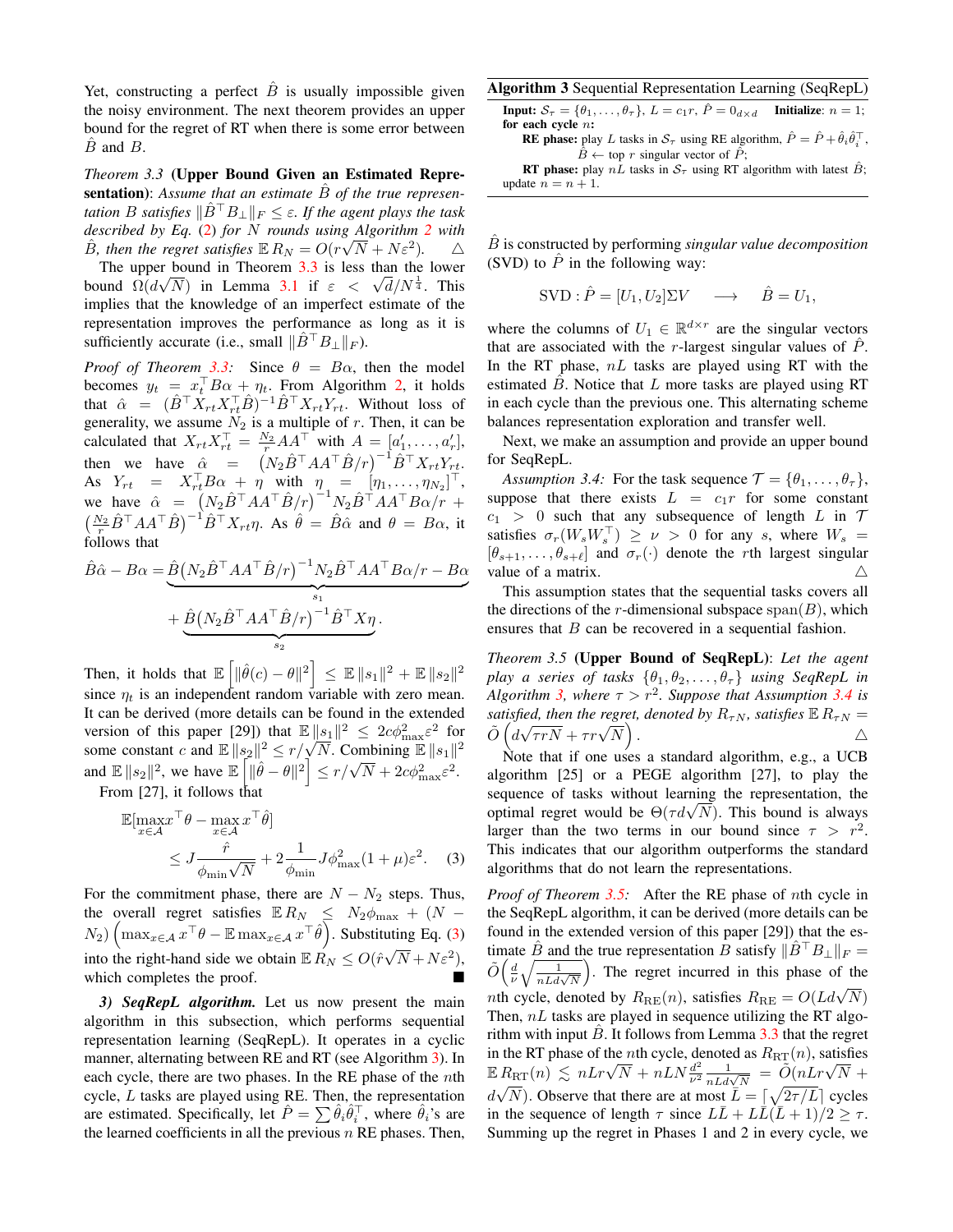Yet, constructing a perfect $\hat{B}$ is usually impossible given the noisy environment. The next theorem provides an upper bound for the regret of RT when there is some error between $\hat{B}$ and $B$.

*Theorem 3.3* **(Upper Bound Given an Estimated Representation)**: *Assume that an estimate $\hat{B}$ of the true representation $B$ satisfies $\|\hat{B}^\top B_\perp\|_F \leq \varepsilon$. If the agent plays the task described by Eq. (2) for $N$ rounds using Algorithm 2 with $\hat{B}$, then the regret satisfies $\mathbb{E}\, R_N = O(r\sqrt{N} + N\varepsilon^2)$.* △

The upper bound in Theorem 3.3 is less than the lower bound $\Omega(d\sqrt{N})$ in Lemma 3.1 if $\varepsilon < \sqrt{d}/N^{\frac{1}{4}}$. This implies that the knowledge of an imperfect estimate of the representation improves the performance as long as it is sufficiently accurate (i.e., small $\|\hat{B}^\top B_\perp\|_F$).

*Proof of Theorem 3.3:* Since $\theta = B\alpha$, then the model becomes $y_t = x_t^\top B\alpha + \eta_t$. From Algorithm 2, it holds that $\hat{\alpha} = (\hat{B}^\top X_{rt} X_{rt}^\top \hat{B})^{-1} \hat{B}^\top X_{rt} Y_{rt}$. Without loss of generality, we assume $N_2$ is a multiple of $r$. Then, it can be calculated that $X_{rt}X_{rt}^\top = \frac{N_2}{r} AA^\top$ with $A = [a_1', \ldots, a_r']$, then we have $\hat{\alpha} = \left(N_2 \hat{B}^\top AA^\top \hat{B}/r\right)^{-1} \hat{B}^\top X_{rt} Y_{rt}$. As $Y_{rt} = X_{rt}^\top B\alpha + \eta$ with $\eta = [\eta_1, \ldots, \eta_{N_2}]^\top$, we have $\hat{\alpha} = \left(N_2 \hat{B}^\top AA^\top \hat{B}/r\right)^{-1} N_2 \hat{B}^\top AA^\top B\alpha/r + \left(\frac{N_2}{r}\hat{B}^\top AA^\top \hat{B}\right)^{-1} \hat{B}^\top X_{rt}\eta$. As $\hat{\theta} = \hat{B}\hat{\alpha}$ and $\theta = B\alpha$, it follows that

$$\hat{B}\hat{\alpha} - B\alpha = \underbrace{\hat{B}\left(N_2 \hat{B}^\top AA^\top \hat{B}/r\right)^{-1} N_2 \hat{B}^\top AA^\top B\alpha/r - B\alpha}_{s_1} + \underbrace{\hat{B}\left(N_2 \hat{B}^\top AA^\top \hat{B}/r\right)^{-1} \hat{B}^\top X\eta}_{s_2}.$$

Then, it holds that $\mathbb{E}\left[\|\hat{\theta}(c) - \theta\|^2\right] \leq \mathbb{E}\,\|s_1\|^2 + \mathbb{E}\,\|s_2\|^2$ since $\eta_t$ is an independent random variable with zero mean. It can be derived (more details can be found in the extended version of this paper [29]) that $\mathbb{E}\,\|s_1\|^2 \leq 2c\phi_{\max}^2 \varepsilon^2$ for some constant $c$ and $\mathbb{E}\,\|s_2\|^2 \leq r/\sqrt{N}$. Combining $\mathbb{E}\,\|s_1\|^2$ and $\mathbb{E}\,\|s_2\|^2$, we have $\mathbb{E}\left[\|\hat{\theta} - \theta\|^2\right] \leq r/\sqrt{N} + 2c\phi_{\max}^2\varepsilon^2$.

From [27], it follows that

$$\mathbb{E}[\max_{x \in \mathcal{A}} x^\top\theta - \max_{x\in\mathcal{A}} x^\top \hat{\theta}] \leq J\frac{\hat{r}}{\phi_{\min}\sqrt{N}} + 2\frac{1}{\phi_{\min}} J\phi_{\max}^2 (1+\mu)\varepsilon^2. \quad (3)$$

For the commitment phase, there are $N - N_2$ steps. Thus, the overall regret satisfies $\mathbb{E}\, R_N \leq N_2\phi_{\max} + (N - N_2)\left(\max_{x\in\mathcal{A}} x^\top\theta - \mathbb{E}\max_{x\in\mathcal{A}} x^\top\hat{\theta}\right)$. Substituting Eq. (3) into the right-hand side we obtain $\mathbb{E}\, R_N \leq O(\hat{r}\sqrt{N} + N\varepsilon^2)$, which completes the proof. ■

***3) SeqRepL algorithm.*** Let us now present the main algorithm in this subsection, which performs sequential representation learning (SeqRepL). It operates in a cyclic manner, alternating between RE and RT (see Algorithm 3). In each cycle, there are two phases. In the RE phase of the $n$th cycle, $L$ tasks are played using RE. Then, the representation are estimated. Specifically, let $\hat{P} = \sum \hat{\theta}_i \hat{\theta}_i^\top$, where $\hat{\theta}_i$'s are the learned coefficients in all the previous $n$ RE phases. Then,

**Algorithm 3** Sequential Representation Learning (SeqRepL)

**Input**: $\mathcal{S}_\tau = \{\theta_1, \ldots, \theta_\tau\}$, $L = c_1 r$, $\hat{P} = 0_{d\times d}$ **Initialize**: $n = 1$;
**for each cycle** $n$:
  **RE phase**: play $L$ tasks in $\mathcal{S}_\tau$ using RE algorithm, $\hat{P} = \hat{P} + \hat{\theta}_i\hat{\theta}_i^\top$, $\hat{B} \leftarrow$ top $r$ singular vector of $\hat{P}$;
  **RT phase**: play $nL$ tasks in $\mathcal{S}_\tau$ using RT algorithm with latest $\hat{B}$;
update $n = n + 1$.

$\hat{B}$ is constructed by performing *singular value decomposition* (SVD) to $\hat{P}$ in the following way:

$$\text{SVD}: \hat{P} = [U_1, U_2]\Sigma V \quad \longrightarrow \quad \hat{B} = U_1,$$

where the columns of $U_1 \in \mathbb{R}^{d\times r}$ are the singular vectors that are associated with the $r$-largest singular values of $\hat{P}$. In the RT phase, $nL$ tasks are played using RT with the estimated $\hat{B}$. Notice that $L$ more tasks are played using RT in each cycle than the previous one. This alternating scheme balances representation exploration and transfer well.

Next, we make an assumption and provide an upper bound for SeqRepL.

*Assumption 3.4:* For the task sequence $\mathcal{T} = \{\theta_1, \ldots, \theta_\tau\}$, suppose that there exists $L = c_1 r$ for some constant $c_1 > 0$ such that any subsequence of length $L$ in $\mathcal{T}$ satisfies $\sigma_r(W_s W_s^\top) \geq \nu > 0$ for any $s$, where $W_s = [\theta_{s+1}, \ldots, \theta_{s+\ell}]$ and $\sigma_r(\cdot)$ denote the $r$th largest singular value of a matrix. △

This assumption states that the sequential tasks covers all the directions of the $r$-dimensional subspace $\text{span}(B)$, which ensures that $B$ can be recovered in a sequential fashion.

*Theorem 3.5* **(Upper Bound of SeqRepL)**: *Let the agent play a series of tasks $\{\theta_1, \theta_2, \ldots, \theta_\tau\}$ using SeqRepL in Algorithm 3, where $\tau > r^2$. Suppose that Assumption 3.4 is satisfied, then the regret, denoted by $R_{\tau N}$, satisfies $\mathbb{E}\, R_{\tau N} = \tilde{O}\left(d\sqrt{\tau r N} + \tau r\sqrt{N}\right)$.* △

Note that if one uses a standard algorithm, e.g., a UCB algorithm [25] or a PEGE algorithm [27], to play the sequence of tasks without learning the representation, the optimal regret would be $\Theta(\tau d\sqrt{N})$. This bound is always larger than the two terms in our bound since $\tau > r^2$. This indicates that our algorithm outperforms the standard algorithms that do not learn the representations.

*Proof of Theorem 3.5:* After the RE phase of $n$th cycle in the SeqRepL algorithm, it can be derived (more details can be found in the extended version of this paper [29]) that the estimate $\hat{B}$ and the true representation $B$ satisfy $\|\hat{B}^\top B_\perp\|_F = \tilde{O}\left(\frac{d}{\nu}\sqrt{\frac{1}{nLd\sqrt{N}}}\right)$. The regret incurred in this phase of the $n$th cycle, denoted by $R_{\text{RE}}(n)$, satisfies $R_{\text{RE}} = O(Ld\sqrt{N})$. Then, $nL$ tasks are played in sequence utilizing the RT algorithm with input $\hat{B}$. It follows from Lemma 3.3 that the regret in the RT phase of the $n$th cycle, denoted as $R_{\text{RT}}(n)$, satisfies $\mathbb{E}\, R_{\text{RT}}(n) \lesssim nLr\sqrt{N} + nLN\frac{d^2}{\nu^2}\frac{1}{nLd\sqrt{N}} = \tilde{O}(nLr\sqrt{N} + d\sqrt{N})$. Observe that there are at most $\bar{L} = \lceil\sqrt{2\tau/L}\rceil$ cycles in the sequence of length $\tau$ since $L\bar{L} + L\bar{L}(\bar{L}+1)/2 \geq \tau$. Summing up the regret in Phases 1 and 2 in every cycle, we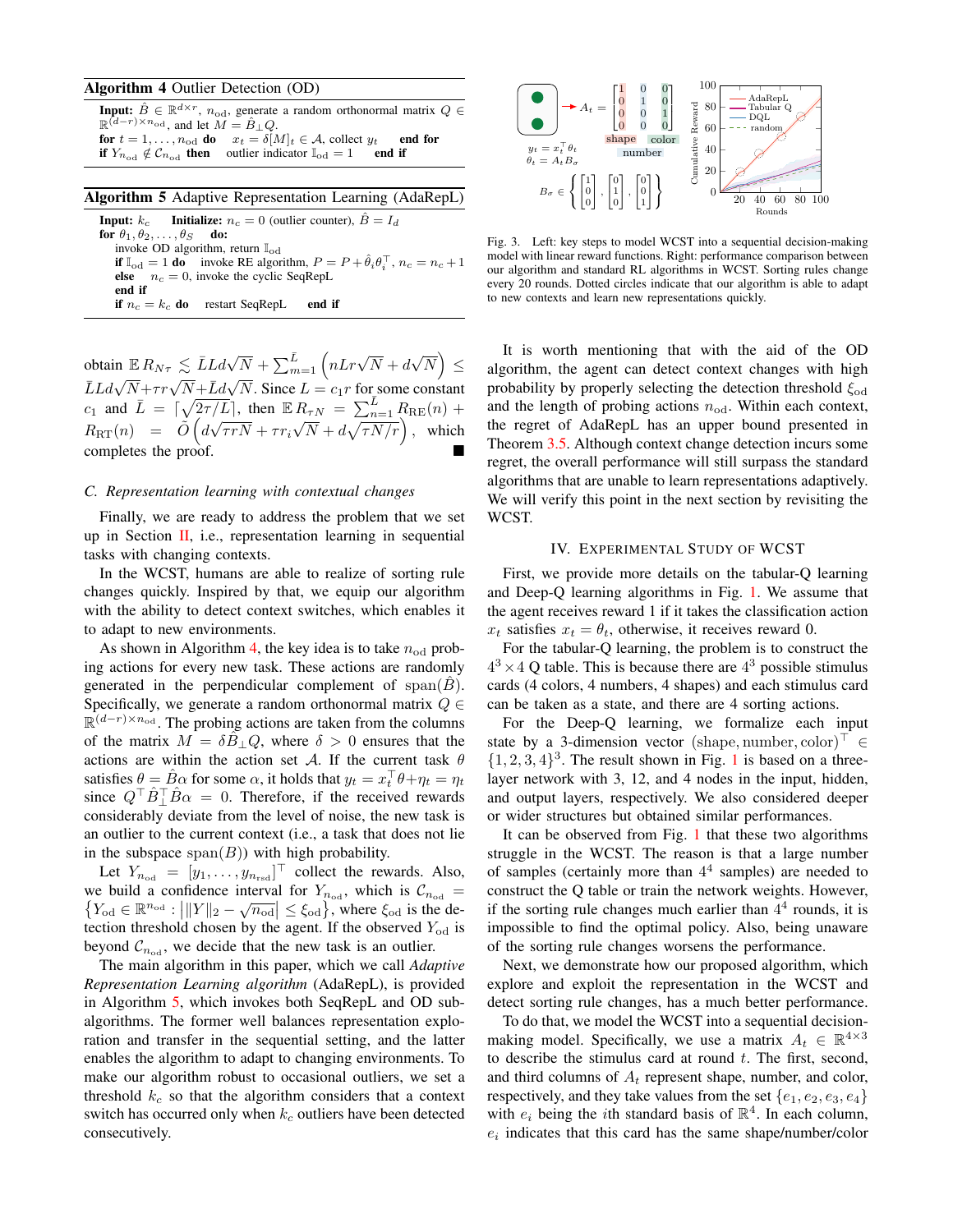**Algorithm 4** Outlier Detection (OD)

**Input:** $\hat{B} \in \mathbb{R}^{d\times r}$, $n_{\rm od}$, generate a random orthonormal matrix $Q \in \mathbb{R}^{(d-r)\times n_{\rm od}}$, and let $M = \hat{B}_\perp Q$.
**for** $t = 1, \ldots, n_{\rm od}$ **do** $x_t = \delta[M]_t \in \mathcal{A}$, collect $y_t$ **end for**
**if** $Y_{n_{\rm od}} \notin \mathcal{C}_{n_{\rm od}}$ **then** outlier indicator $\mathbb{I}_{\rm od} = 1$ **end if**

**Algorithm 5** Adaptive Representation Learning (AdaRepL)

**Input:** $k_c$ **Initialize:** $n_c = 0$ (outlier counter), $\hat{B} = I_d$
**for** $\theta_1, \theta_2, \ldots, \theta_S$ **do:**
invoke OD algorithm, return $\mathbb{I}_{\rm od}$
**if** $\mathbb{I}_{\rm od} = 1$ **do** invoke RE algorithm, $P = P + \hat{\theta}_i\theta_i^\top$, $n_c = n_c + 1$
**else** $n_c = 0$, invoke the cyclic SeqRepL
**end if**
**if** $n_c = k_c$ **do** restart SeqRepL **end if**

obtain $\mathbb{E}\, R_{N\tau} \lesssim \bar{L}Ld\sqrt{N} + \sum_{m=1}^{\bar{L}}\left(nLr\sqrt{N} + d\sqrt{N}\right) \leq \bar{L}Ld\sqrt{N} + \tau r\sqrt{N} + \bar{L}d\sqrt{N}$. Since $L = c_1 r$ for some constant $c_1$ and $\bar{L} = \lceil\sqrt{2\tau/L}\rceil$, then $\mathbb{E}\, R_{\tau N} = \sum_{n=1}^{\bar{L}} R_{\rm RE}(n) + R_{\rm RT}(n) = \tilde{O}\left(d\sqrt{\tau r N} + \tau r_i\sqrt{N} + d\sqrt{\tau N/r}\right)$, which completes the proof. ∎

### C. Representation learning with contextual changes

Finally, we are ready to address the problem that we set up in Section II, i.e., representation learning in sequential tasks with changing contexts.

In the WCST, humans are able to realize of sorting rule changes quickly. Inspired by that, we equip our algorithm with the ability to detect context switches, which enables it to adapt to new environments.

As shown in Algorithm 4, the key idea is to take $n_{\rm od}$ probing actions for every new task. These actions are randomly generated in the perpendicular complement of $\mathrm{span}(\hat{B})$. Specifically, we generate a random orthonormal matrix $Q \in \mathbb{R}^{(d-r)\times n_{\rm od}}$. The probing actions are taken from the columns of the matrix $M = \delta\hat{B}_\perp Q$, where $\delta > 0$ ensures that the actions are within the action set $\mathcal{A}$. If the current task $\theta$ satisfies $\theta = \hat{B}\alpha$ for some $\alpha$, it holds that $y_t = x_t^\top\theta + \eta_t = \eta_t$ since $Q^\top\hat{B}_\perp^\top\hat{B}\alpha = 0$. Therefore, if the received rewards considerably deviate from the level of noise, the new task is an outlier to the current context (i.e., a task that does not lie in the subspace $\mathrm{span}(B)$) with high probability.

Let $Y_{n_{\rm od}} = [y_1, \ldots, y_{n_{\rm rsd}}]^\top$ collect the rewards. Also, we build a confidence interval for $Y_{n_{\rm od}}$, which is $\mathcal{C}_{n_{\rm od}} = \left\{Y_{\rm od} \in \mathbb{R}^{n_{\rm od}} : \left|\|Y\|_2 - \sqrt{n_{\rm od}}\right| \leq \xi_{\rm od}\right\}$, where $\xi_{\rm od}$ is the detection threshold chosen by the agent. If the observed $Y_{\rm od}$ is beyond $\mathcal{C}_{n_{\rm od}}$, we decide that the new task is an outlier.

The main algorithm in this paper, which we call *Adaptive Representation Learning algorithm* (AdaRepL), is provided in Algorithm 5, which invokes both SeqRepL and OD sub-algorithms. The former well balances representation exploration and transfer in the sequential setting, and the latter enables the algorithm to adapt to changing environments. To make our algorithm robust to occasional outliers, we set a threshold $k_c$ so that the algorithm considers that a context switch has occurred only when $k_c$ outliers have been detected consecutively.

Fig. 3. Left: key steps to model WCST into a sequential decision-making model with linear reward functions. Right: performance comparison between our algorithm and standard RL algorithms in WCST. Sorting rules change every 20 rounds. Dotted circles indicate that our algorithm is able to adapt to new contexts and learn new representations quickly.

It is worth mentioning that with the aid of the OD algorithm, the agent can detect context changes with high probability by properly selecting the detection threshold $\xi_{\rm od}$ and the length of probing actions $n_{\rm od}$. Within each context, the regret of AdaRepL has an upper bound presented in Theorem 3.5. Although context change detection incurs some regret, the overall performance will still surpass the standard algorithms that are unable to learn representations adaptively. We will verify this point in the next section by revisiting the WCST.

## IV. Experimental Study of WCST

First, we provide more details on the tabular-Q learning and Deep-Q learning algorithms in Fig. 1. We assume that the agent receives reward 1 if it takes the classification action $x_t$ satisfies $x_t = \theta_t$, otherwise, it receives reward 0.

For the tabular-Q learning, the problem is to construct the $4^3 \times 4$ Q table. This is because there are $4^3$ possible stimulus cards (4 colors, 4 numbers, 4 shapes) and each stimulus card can be taken as a state, and there are 4 sorting actions.

For the Deep-Q learning, we formalize each input state by a 3-dimension vector $(\text{shape}, \text{number}, \text{color})^\top \in \{1, 2, 3, 4\}^3$. The result shown in Fig. 1 is based on a three-layer network with 3, 12, and 4 nodes in the input, hidden, and output layers, respectively. We also considered deeper or wider structures but obtained similar performances.

It can be observed from Fig. 1 that these two algorithms struggle in the WCST. The reason is that a large number of samples (certainly more than $4^4$ samples) are needed to construct the Q table or train the network weights. However, if the sorting rule changes much earlier than $4^4$ rounds, it is impossible to find the optimal policy. Also, being unaware of the sorting rule changes worsens the performance.

Next, we demonstrate how our proposed algorithm, which explore and exploit the representation in the WCST and detect sorting rule changes, has a much better performance.

To do that, we model the WCST into a sequential decision-making model. Specifically, we use a matrix $A_t \in \mathbb{R}^{4\times 3}$ to describe the stimulus card at round $t$. The first, second, and third columns of $A_t$ represent shape, number, and color, respectively, and they take values from the set $\{e_1, e_2, e_3, e_4\}$ with $e_i$ being the $i$th standard basis of $\mathbb{R}^4$. In each column, $e_i$ indicates that this card has the same shape/number/color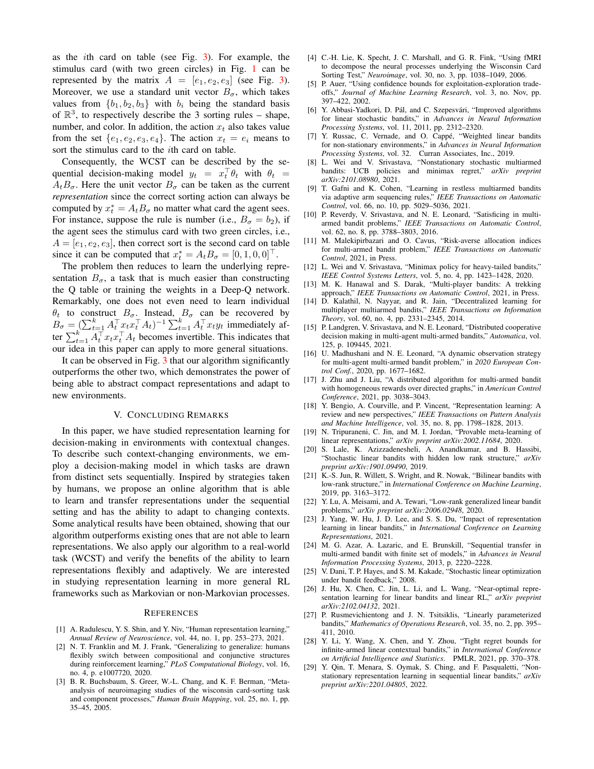as the $i$th card on table (see Fig. 3). For example, the stimulus card (with two green circles) in Fig. 1 can be represented by the matrix $A = [e_1, e_2, e_3]$ (see Fig. 3). Moreover, we use a standard unit vector $B_\sigma$, which takes values from $\{b_1, b_2, b_3\}$ with $b_i$ being the standard basis of $\mathbb{R}^3$, to respectively describe the 3 sorting rules – shape, number, and color. In addition, the action $x_t$ also takes value from the set $\{e_1, e_2, e_3, e_4\}$. The action $x_t = e_i$ means to sort the stimulus card to the $i$th card on table.

Consequently, the WCST can be described by the sequential decision-making model $y_t = x_t^\top \theta_t$ with $\theta_t = A_t B_\sigma$. Here the unit vector $B_\sigma$ can be taken as the current *representation* since the correct sorting action can always be computed by $x_t^* = A_t B_\sigma$ no matter what card the agent sees. For instance, suppose the rule is number (i.e., $B_\sigma = b_2$), if the agent sees the stimulus card with two green circles, i.e., $A = [e_1, e_2, e_3]$, then correct sort is the second card on table since it can be computed that $x_t^* = A_t B_\sigma = [0, 1, 0, 0]^\top$.

The problem then reduces to learn the underlying representation $B_\sigma$, a task that is much easier than constructing the Q table or training the weights in a Deep-Q network. Remarkably, one does not even need to learn individual $\theta_t$ to construct $B_\sigma$. Instead, $B_\sigma$ can be recovered by $B_\sigma = (\sum_{t=1}^k A_t^\top x_t x_t^\top A_t)^{-1} \sum_{t=1}^k A_t^\top x_t y_t$ immediately after $\sum_{t=1}^k A_t^\top x_t x_t^\top A_t$ becomes invertible. This indicates that our idea in this paper can apply to more general situations.

It can be observed in Fig. 3 that our algorithm significantly outperforms the other two, which demonstrates the power of being able to abstract compact representations and adapt to new environments.

## V. Concluding Remarks

In this paper, we have studied representation learning for decision-making in environments with contextual changes. To describe such context-changing environments, we employ a decision-making model in which tasks are drawn from distinct sets sequentially. Inspired by strategies taken by humans, we propose an online algorithm that is able to learn and transfer representations under the sequential setting and has the ability to adapt to changing contexts. Some analytical results have been obtained, showing that our algorithm outperforms existing ones that are not able to learn representations. We also apply our algorithm to a real-world task (WCST) and verify the benefits of the ability to learn representations flexibly and adaptively. We are interested in studying representation learning in more general RL frameworks such as Markovian or non-Markovian processes.

## References

[1] A. Radulescu, Y. S. Shin, and Y. Niv, "Human representation learning," *Annual Review of Neuroscience*, vol. 44, no. 1, pp. 253–273, 2021.

[2] N. T. Franklin and M. J. Frank, "Generalizing to generalize: humans flexibly switch between compositional and conjunctive structures during reinforcement learning," *PLoS Computational Biology*, vol. 16, no. 4, p. e1007720, 2020.

[3] B. R. Buchsbaum, S. Greer, W.-L. Chang, and K. F. Berman, "Meta-analysis of neuroimaging studies of the wisconsin card-sorting task and component processes," *Human Brain Mapping*, vol. 25, no. 1, pp. 35–45, 2005.

[4] C.-H. Lie, K. Specht, J. C. Marshall, and G. R. Fink, "Using fMRI to decompose the neural processes underlying the Wisconsin Card Sorting Test," *Neuroimage*, vol. 30, no. 3, pp. 1038–1049, 2006.

[5] P. Auer, "Using confidence bounds for exploitation-exploration tradeoffs," *Journal of Machine Learning Research*, vol. 3, no. Nov, pp. 397–422, 2002.

[6] Y. Abbasi-Yadkori, D. Pál, and C. Szepesvári, "Improved algorithms for linear stochastic bandits," in *Advances in Neural Information Processing Systems*, vol. 11, 2011, pp. 2312–2320.

[7] Y. Russac, C. Vernade, and O. Cappé, "Weighted linear bandits for non-stationary environments," in *Advances in Neural Information Processing Systems*, vol. 32. Curran Associates, Inc., 2019.

[8] L. Wei and V. Srivastava, "Nonstationary stochastic multiarmed bandits: UCB policies and minimax regret," *arXiv preprint arXiv:2101.08980*, 2021.

[9] T. Gafni and K. Cohen, "Learning in restless multiarmed bandits via adaptive arm sequencing rules," *IEEE Transactions on Automatic Control*, vol. 66, no. 10, pp. 5029–5036, 2021.

[10] P. Reverdy, V. Srivastava, and N. E. Leonard, "Satisficing in multi-armed bandit problems," *IEEE Transactions on Automatic Control*, vol. 62, no. 8, pp. 3788–3803, 2016.

[11] M. Malekipirbazari and O. Cavus, "Risk-averse allocation indices for multi-armed bandit problem," *IEEE Transactions on Automatic Control*, 2021, in Press.

[12] L. Wei and V. Srivastava, "Minimax policy for heavy-tailed bandits," *IEEE Control Systems Letters*, vol. 5, no. 4, pp. 1423–1428, 2020.

[13] M. K. Hanawal and S. Darak, "Multi-player bandits: A trekking approach," *IEEE Transactions on Automatic Control*, 2021, in Press.

[14] D. Kalathil, N. Nayyar, and R. Jain, "Decentralized learning for multiplayer multiarmed bandits," *IEEE Transactions on Information Theory*, vol. 60, no. 4, pp. 2331–2345, 2014.

[15] P. Landgren, V. Srivastava, and N. E. Leonard, "Distributed cooperative decision making in multi-agent multi-armed bandits," *Automatica*, vol. 125, p. 109445, 2021.

[16] U. Madhushani and N. E. Leonard, "A dynamic observation strategy for multi-agent multi-armed bandit problem," in *2020 European Control Conf.*, 2020, pp. 1677–1682.

[17] J. Zhu and J. Liu, "A distributed algorithm for multi-armed bandit with homogeneous rewards over directed graphs," in *American Control Conference*, 2021, pp. 3038–3043.

[18] Y. Bengio, A. Courville, and P. Vincent, "Representation learning: A review and new perspectives," *IEEE Transactions on Pattern Analysis and Machine Intelligence*, vol. 35, no. 8, pp. 1798–1828, 2013.

[19] N. Tripuraneni, C. Jin, and M. I. Jordan, "Provable meta-learning of linear representations," *arXiv preprint arXiv:2002.11684*, 2020.

[20] S. Lale, K. Azizzadenesheli, A. Anandkumar, and B. Hassibi, "Stochastic linear bandits with hidden low rank structure," *arXiv preprint arXiv:1901.09490*, 2019.

[21] K.-S. Jun, R. Willett, S. Wright, and R. Nowak, "Bilinear bandits with low-rank structure," in *International Conference on Machine Learning*, 2019, pp. 3163–3172.

[22] Y. Lu, A. Meisami, and A. Tewari, "Low-rank generalized linear bandit problems," *arXiv preprint arXiv:2006.02948*, 2020.

[23] J. Yang, W. Hu, J. D. Lee, and S. S. Du, "Impact of representation learning in linear bandits," in *International Conference on Learning Representations*, 2021.

[24] M. G. Azar, A. Lazaric, and E. Brunskill, "Sequential transfer in multi-armed bandit with finite set of models," in *Advances in Neural Information Processing Systems*, 2013, p. 2220–2228.

[25] V. Dani, T. P. Hayes, and S. M. Kakade, "Stochastic linear optimization under bandit feedback," 2008.

[26] J. Hu, X. Chen, C. Jin, L. Li, and L. Wang, "Near-optimal representation learning for linear bandits and linear RL," *arXiv preprint arXiv:2102.04132*, 2021.

[27] P. Rusmevichientong and J. N. Tsitsiklis, "Linearly parameterized bandits," *Mathematics of Operations Research*, vol. 35, no. 2, pp. 395–411, 2010.

[28] Y. Li, Y. Wang, X. Chen, and Y. Zhou, "Tight regret bounds for infinite-armed linear contextual bandits," in *International Conference on Artificial Intelligence and Statistics*. PMLR, 2021, pp. 370–378.

[29] Y. Qin, T. Menara, S. Oymak, S. Ching, and F. Pasqualetti, "Non-stationary representation learning in sequential linear bandits," *arXiv preprint arXiv:2201.04805*, 2022.